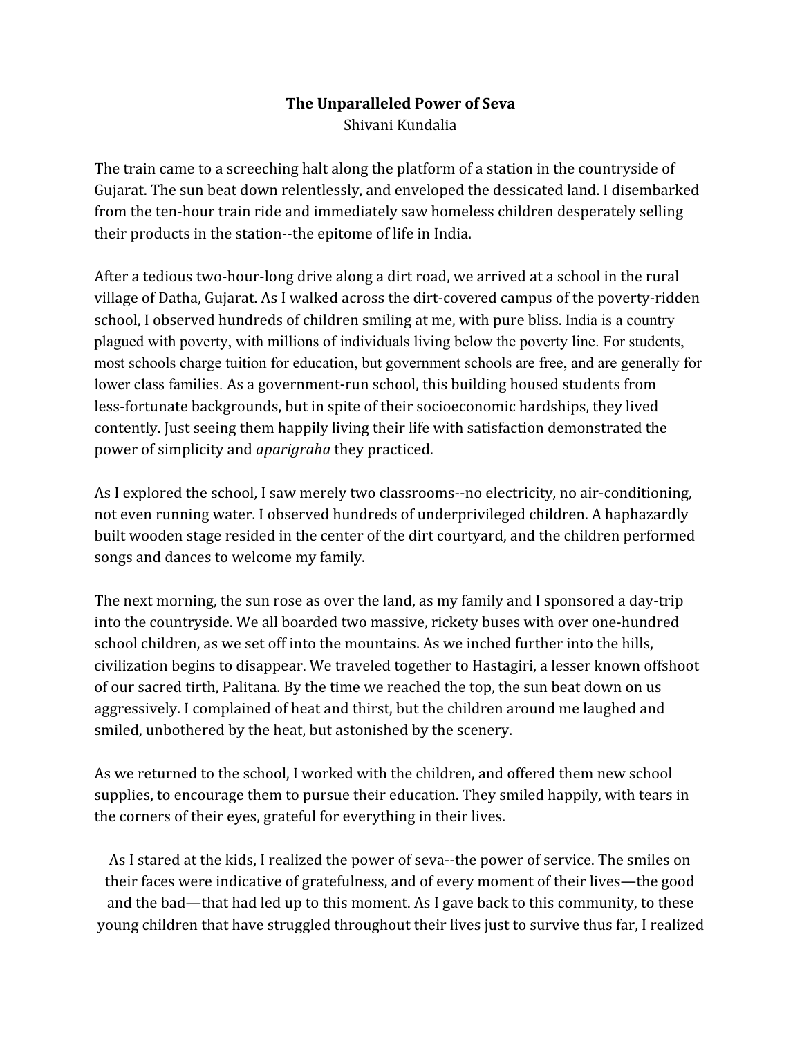**The Unparalleled Power of Seva**
Shivani Kundalia

The train came to a screeching halt along the platform of a station in the countryside of Gujarat. The sun beat down relentlessly, and enveloped the dessicated land. I disembarked from the ten-hour train ride and immediately saw homeless children desperately selling their products in the station--the epitome of life in India.

After a tedious two-hour-long drive along a dirt road, we arrived at a school in the rural village of Datha, Gujarat. As I walked across the dirt-covered campus of the poverty-ridden school, I observed hundreds of children smiling at me, with pure bliss. India is a country plagued with poverty, with millions of individuals living below the poverty line. For students, most schools charge tuition for education, but government schools are free, and are generally for lower class families. As a government-run school, this building housed students from less-fortunate backgrounds, but in spite of their socioeconomic hardships, they lived contently. Just seeing them happily living their life with satisfaction demonstrated the power of simplicity and *aparigraha* they practiced.

As I explored the school, I saw merely two classrooms--no electricity, no air-conditioning, not even running water. I observed hundreds of underprivileged children. A haphazardly built wooden stage resided in the center of the dirt courtyard, and the children performed songs and dances to welcome my family.

The next morning, the sun rose as over the land, as my family and I sponsored a day-trip into the countryside. We all boarded two massive, rickety buses with over one-hundred school children, as we set off into the mountains. As we inched further into the hills, civilization begins to disappear. We traveled together to Hastagiri, a lesser known offshoot of our sacred tirth, Palitana. By the time we reached the top, the sun beat down on us aggressively. I complained of heat and thirst, but the children around me laughed and smiled, unbothered by the heat, but astonished by the scenery.

As we returned to the school, I worked with the children, and offered them new school supplies, to encourage them to pursue their education. They smiled happily, with tears in the corners of their eyes, grateful for everything in their lives.

As I stared at the kids, I realized the power of seva--the power of service. The smiles on their faces were indicative of gratefulness, and of every moment of their lives—the good and the bad—that had led up to this moment. As I gave back to this community, to these young children that have struggled throughout their lives just to survive thus far, I realized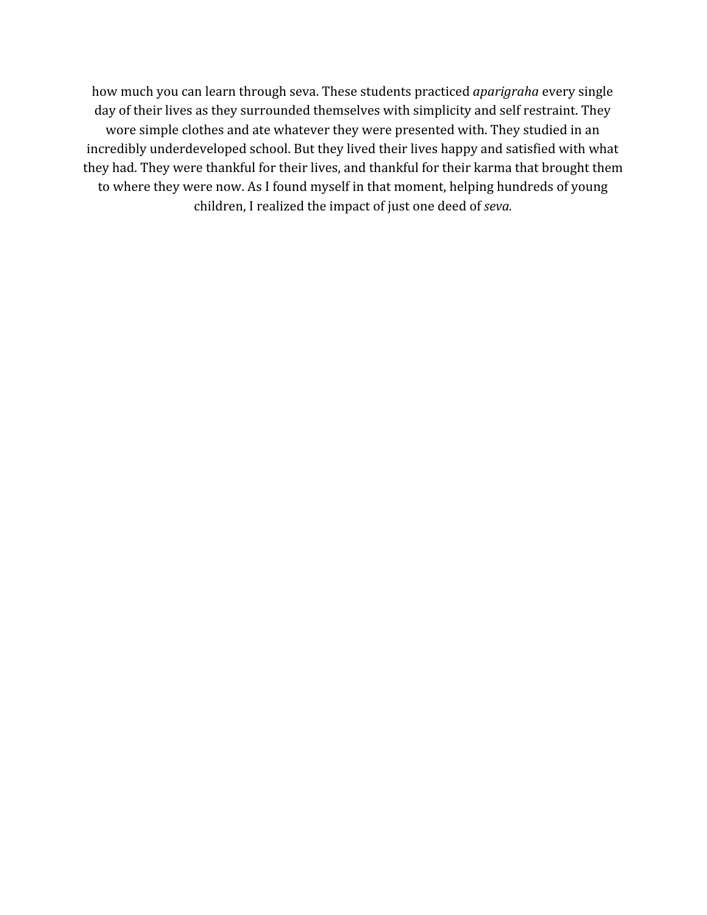how much you can learn through seva. These students practiced *aparigraha* every single day of their lives as they surrounded themselves with simplicity and self restraint. They wore simple clothes and ate whatever they were presented with. They studied in an incredibly underdeveloped school. But they lived their lives happy and satisfied with what they had. They were thankful for their lives, and thankful for their karma that brought them to where they were now. As I found myself in that moment, helping hundreds of young children, I realized the impact of just one deed of *seva.*